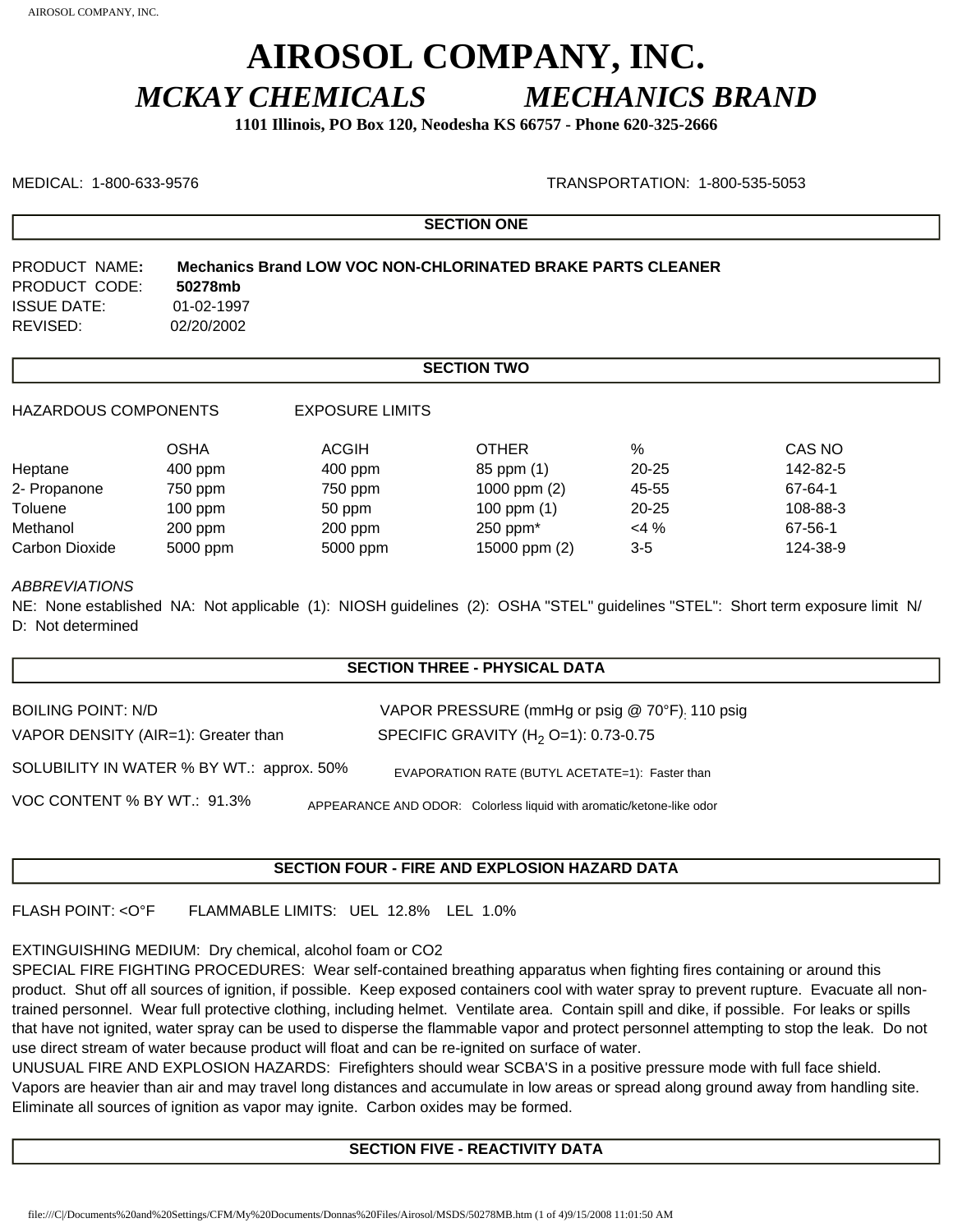# AIROSOL COMPANY, INC.

## *MCKAY CHEMICALS MECHANICS BRAND*

**1101 Illinois, PO Box 120, Neodesha KS 66757 - Phone 620-325-2666**

MEDICAL: 1-800-633-9576 TRANSPORTATION: 1-800-535-5053

### SECTION ONE

PRODUCT NAME: **Mechanics Brand LOW VOC NON-CHLORINATED BRAKE PARTS CLEANER**
PRODUCT CODE: **50278mb**
ISSUE DATE: 01-02-1997
REVISED: 02/20/2002

### SECTION TWO

HAZARDOUS COMPONENTS EXPOSURE LIMITS

| | OSHA | ACGIH | OTHER | % | CAS NO |
|---|---|---|---|---|---|
| Heptane | 400 ppm | 400 ppm | 85 ppm (1) | 20-25 | 142-82-5 |
| 2- Propanone | 750 ppm | 750 ppm | 1000 ppm (2) | 45-55 | 67-64-1 |
| Toluene | 100 ppm | 50 ppm | 100 ppm (1) | 20-25 | 108-88-3 |
| Methanol | 200 ppm | 200 ppm | 250 ppm* | <4 % | 67-56-1 |
| Carbon Dioxide | 5000 ppm | 5000 ppm | 15000 ppm (2) | 3-5 | 124-38-9 |

*ABBREVIATIONS*
NE: None established NA: Not applicable (1): NIOSH guidelines (2): OSHA "STEL" guidelines "STEL": Short term exposure limit N/D: Not determined

### SECTION THREE - PHYSICAL DATA

BOILING POINT: N/D
VAPOR PRESSURE (mmHg or psig @ 70°F): 110 psig
VAPOR DENSITY (AIR=1): Greater than
SPECIFIC GRAVITY ($H_2O$=1): 0.73-0.75
SOLUBILITY IN WATER % BY WT.: approx. 50%
EVAPORATION RATE (BUTYL ACETATE=1): Faster than
VOC CONTENT % BY WT.: 91.3%
APPEARANCE AND ODOR: Colorless liquid with aromatic/ketone-like odor

### SECTION FOUR - FIRE AND EXPLOSION HAZARD DATA

FLASH POINT: <O°F FLAMMABLE LIMITS: UEL 12.8% LEL 1.0%

EXTINGUISHING MEDIUM: Dry chemical, alcohol foam or CO2
SPECIAL FIRE FIGHTING PROCEDURES: Wear self-contained breathing apparatus when fighting fires containing or around this product. Shut off all sources of ignition, if possible. Keep exposed containers cool with water spray to prevent rupture. Evacuate all non-trained personnel. Wear full protective clothing, including helmet. Ventilate area. Contain spill and dike, if possible. For leaks or spills that have not ignited, water spray can be used to disperse the flammable vapor and protect personnel attempting to stop the leak. Do not use direct stream of water because product will float and can be re-ignited on surface of water.
UNUSUAL FIRE AND EXPLOSION HAZARDS: Firefighters should wear SCBA'S in a positive pressure mode with full face shield. Vapors are heavier than air and may travel long distances and accumulate in low areas or spread along ground away from handling site. Eliminate all sources of ignition as vapor may ignite. Carbon oxides may be formed.

### SECTION FIVE - REACTIVITY DATA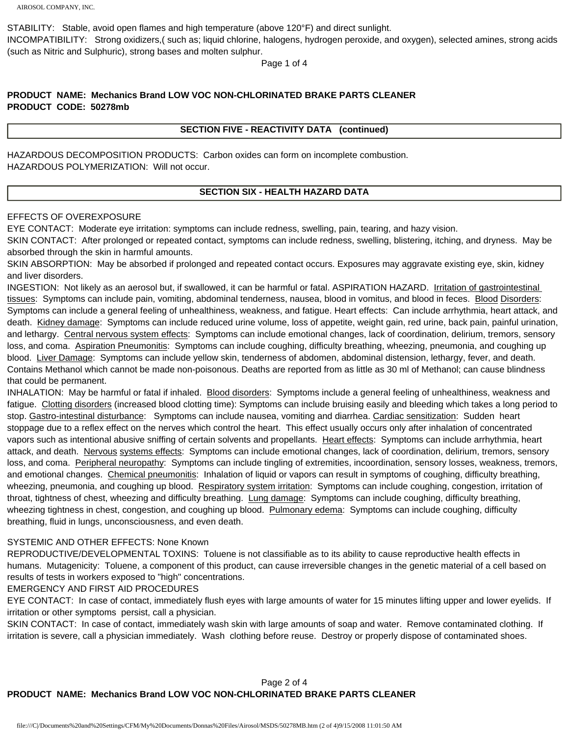STABILITY: Stable, avoid open flames and high temperature (above 120°F) and direct sunlight.
INCOMPATIBILITY: Strong oxidizers,( such as; liquid chlorine, halogens, hydrogen peroxide, and oxygen), selected amines, strong acids (such as Nitric and Sulphuric), strong bases and molten sulphur.

**PRODUCT NAME: Mechanics Brand LOW VOC NON-CHLORINATED BRAKE PARTS CLEANER**
**PRODUCT CODE: 50278mb**

## SECTION FIVE - REACTIVITY DATA (continued)

HAZARDOUS DECOMPOSITION PRODUCTS: Carbon oxides can form on incomplete combustion.
HAZARDOUS POLYMERIZATION: Will not occur.

## SECTION SIX - HEALTH HAZARD DATA

EFFECTS OF OVEREXPOSURE
EYE CONTACT: Moderate eye irritation: symptoms can include redness, swelling, pain, tearing, and hazy vision.
SKIN CONTACT: After prolonged or repeated contact, symptoms can include redness, swelling, blistering, itching, and dryness. May be absorbed through the skin in harmful amounts.
SKIN ABSORPTION: May be absorbed if prolonged and repeated contact occurs. Exposures may aggravate existing eye, skin, kidney and liver disorders.
INGESTION: Not likely as an aerosol but, if swallowed, it can be harmful or fatal. ASPIRATION HAZARD. Irritation of gastrointestinal tissues: Symptoms can include pain, vomiting, abdominal tenderness, nausea, blood in vomitus, and blood in feces. Blood Disorders: Symptoms can include a general feeling of unhealthiness, weakness, and fatigue. Heart effects: Can include arrhythmia, heart attack, and death. Kidney damage: Symptoms can include reduced urine volume, loss of appetite, weight gain, red urine, back pain, painful urination, and lethargy. Central nervous system effects: Symptoms can include emotional changes, lack of coordination, delirium, tremors, sensory loss, and coma. Aspiration Pneumonitis: Symptoms can include coughing, difficulty breathing, wheezing, pneumonia, and coughing up blood. Liver Damage: Symptoms can include yellow skin, tenderness of abdomen, abdominal distension, lethargy, fever, and death. Contains Methanol which cannot be made non-poisonous. Deaths are reported from as little as 30 ml of Methanol; can cause blindness that could be permanent.
INHALATION: May be harmful or fatal if inhaled. Blood disorders: Symptoms include a general feeling of unhealthiness, weakness and fatigue. Clotting disorders (increased blood clotting time): Symptoms can include bruising easily and bleeding which takes a long period to stop. Gastro-intestinal disturbance: Symptoms can include nausea, vomiting and diarrhea. Cardiac sensitization: Sudden heart stoppage due to a reflex effect on the nerves which control the heart. This effect usually occurs only after inhalation of concentrated vapors such as intentional abusive sniffing of certain solvents and propellants. Heart effects: Symptoms can include arrhythmia, heart attack, and death. Nervous systems effects: Symptoms can include emotional changes, lack of coordination, delirium, tremors, sensory loss, and coma. Peripheral neuropathy: Symptoms can include tingling of extremities, incoordination, sensory losses, weakness, tremors, and emotional changes. Chemical pneumonitis: Inhalation of liquid or vapors can result in symptoms of coughing, difficulty breathing, wheezing, pneumonia, and coughing up blood. Respiratory system irritation: Symptoms can include coughing, congestion, irritation of throat, tightness of chest, wheezing and difficulty breathing. Lung damage: Symptoms can include coughing, difficulty breathing, wheezing tightness in chest, congestion, and coughing up blood. Pulmonary edema: Symptoms can include coughing, difficulty breathing, fluid in lungs, unconsciousness, and even death.

SYSTEMIC AND OTHER EFFECTS: None Known
REPRODUCTIVE/DEVELOPMENTAL TOXINS: Toluene is not classifiable as to its ability to cause reproductive health effects in humans. Mutagenicity: Toluene, a component of this product, can cause irreversible changes in the genetic material of a cell based on results of tests in workers exposed to "high" concentrations.
EMERGENCY AND FIRST AID PROCEDURES
EYE CONTACT: In case of contact, immediately flush eyes with large amounts of water for 15 minutes lifting upper and lower eyelids. If irritation or other symptoms persist, call a physician.
SKIN CONTACT: In case of contact, immediately wash skin with large amounts of soap and water. Remove contaminated clothing. If irritation is severe, call a physician immediately. Wash clothing before reuse. Destroy or properly dispose of contaminated shoes.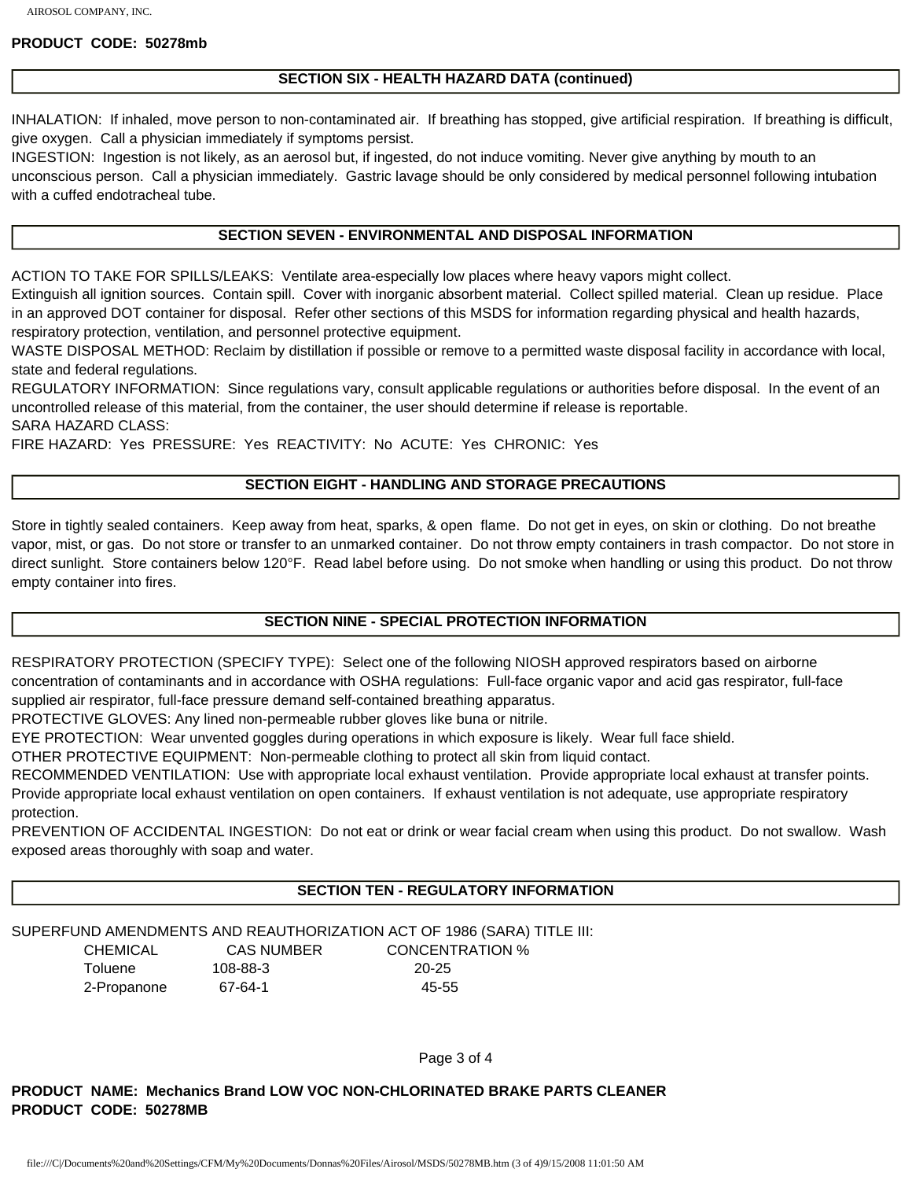## SECTION SIX - HEALTH HAZARD DATA (continued)

INHALATION: If inhaled, move person to non-contaminated air. If breathing has stopped, give artificial respiration. If breathing is difficult, give oxygen. Call a physician immediately if symptoms persist.
INGESTION: Ingestion is not likely, as an aerosol but, if ingested, do not induce vomiting. Never give anything by mouth to an unconscious person. Call a physician immediately. Gastric lavage should be only considered by medical personnel following intubation with a cuffed endotracheal tube.

## SECTION SEVEN - ENVIRONMENTAL AND DISPOSAL INFORMATION

ACTION TO TAKE FOR SPILLS/LEAKS: Ventilate area-especially low places where heavy vapors might collect. Extinguish all ignition sources. Contain spill. Cover with inorganic absorbent material. Collect spilled material. Clean up residue. Place in an approved DOT container for disposal. Refer other sections of this MSDS for information regarding physical and health hazards, respiratory protection, ventilation, and personnel protective equipment.
WASTE DISPOSAL METHOD: Reclaim by distillation if possible or remove to a permitted waste disposal facility in accordance with local, state and federal regulations.
REGULATORY INFORMATION: Since regulations vary, consult applicable regulations or authorities before disposal. In the event of an uncontrolled release of this material, from the container, the user should determine if release is reportable.
SARA HAZARD CLASS:
FIRE HAZARD: Yes PRESSURE: Yes REACTIVITY: No ACUTE: Yes CHRONIC: Yes

## SECTION EIGHT - HANDLING AND STORAGE PRECAUTIONS

Store in tightly sealed containers. Keep away from heat, sparks, & open flame. Do not get in eyes, on skin or clothing. Do not breathe vapor, mist, or gas. Do not store or transfer to an unmarked container. Do not throw empty containers in trash compactor. Do not store in direct sunlight. Store containers below 120°F. Read label before using. Do not smoke when handling or using this product. Do not throw empty container into fires.

## SECTION NINE - SPECIAL PROTECTION INFORMATION

RESPIRATORY PROTECTION (SPECIFY TYPE): Select one of the following NIOSH approved respirators based on airborne concentration of contaminants and in accordance with OSHA regulations: Full-face organic vapor and acid gas respirator, full-face supplied air respirator, full-face pressure demand self-contained breathing apparatus.
PROTECTIVE GLOVES: Any lined non-permeable rubber gloves like buna or nitrile.
EYE PROTECTION: Wear unvented goggles during operations in which exposure is likely. Wear full face shield.
OTHER PROTECTIVE EQUIPMENT: Non-permeable clothing to protect all skin from liquid contact.
RECOMMENDED VENTILATION: Use with appropriate local exhaust ventilation. Provide appropriate local exhaust at transfer points. Provide appropriate local exhaust ventilation on open containers. If exhaust ventilation is not adequate, use appropriate respiratory protection.
PREVENTION OF ACCIDENTAL INGESTION: Do not eat or drink or wear facial cream when using this product. Do not swallow. Wash exposed areas thoroughly with soap and water.

## SECTION TEN - REGULATORY INFORMATION

SUPERFUND AMENDMENTS AND REAUTHORIZATION ACT OF 1986 (SARA) TITLE III:

| CHEMICAL | CAS NUMBER | CONCENTRATION % |
| --- | --- | --- |
| Toluene | 108-88-3 | 20-25 |
| 2-Propanone | 67-64-1 | 45-55 |

**PRODUCT NAME: Mechanics Brand LOW VOC NON-CHLORINATED BRAKE PARTS CLEANER**
**PRODUCT CODE: 50278MB**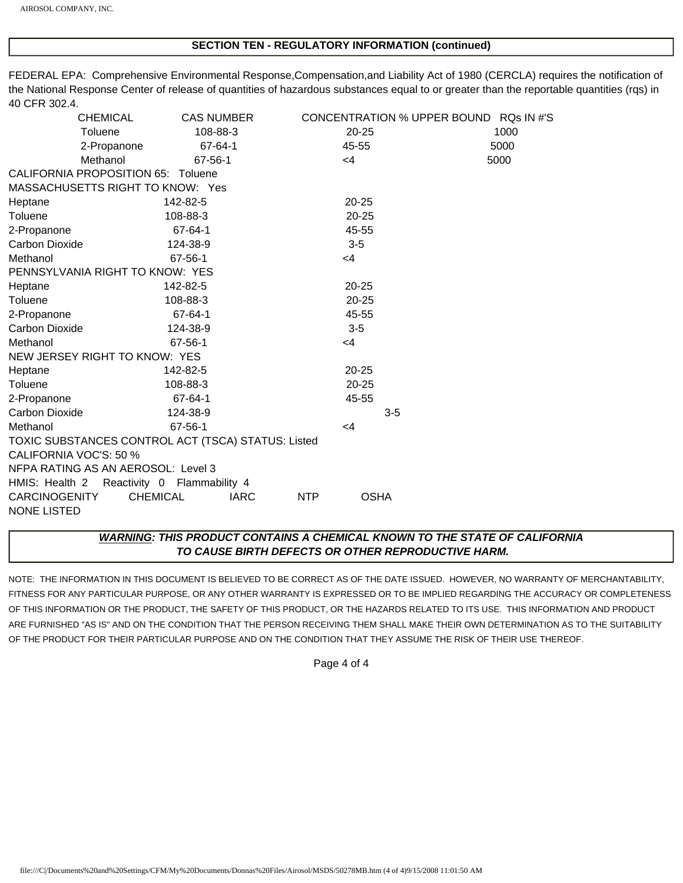## SECTION TEN - REGULATORY INFORMATION (continued)

FEDERAL EPA: Comprehensive Environmental Response,Compensation,and Liability Act of 1980 (CERCLA) requires the notification of the National Response Center of release of quantities of hazardous substances equal to or greater than the reportable quantities (rqs) in 40 CFR 302.4.

| CHEMICAL | CAS NUMBER | CONCENTRATION % UPPER BOUND | RQs IN #'S |
|---|---|---|---|
| Toluene | 108-88-3 | 20-25 | 1000 |
| 2-Propanone | 67-64-1 | 45-55 | 5000 |
| Methanol | 67-56-1 | <4 | 5000 |

CALIFORNIA PROPOSITION 65: Toluene

MASSACHUSETTS RIGHT TO KNOW: Yes

| | | |
|---|---|---|
| Heptane | 142-82-5 | 20-25 |
| Toluene | 108-88-3 | 20-25 |
| 2-Propanone | 67-64-1 | 45-55 |
| Carbon Dioxide | 124-38-9 | 3-5 |
| Methanol | 67-56-1 | <4 |

PENNSYLVANIA RIGHT TO KNOW: YES

| | | |
|---|---|---|
| Heptane | 142-82-5 | 20-25 |
| Toluene | 108-88-3 | 20-25 |
| 2-Propanone | 67-64-1 | 45-55 |
| Carbon Dioxide | 124-38-9 | 3-5 |
| Methanol | 67-56-1 | <4 |

NEW JERSEY RIGHT TO KNOW: YES

| | | |
|---|---|---|
| Heptane | 142-82-5 | 20-25 |
| Toluene | 108-88-3 | 20-25 |
| 2-Propanone | 67-64-1 | 45-55 |
| Carbon Dioxide | 124-38-9 | 3-5 |
| Methanol | 67-56-1 | <4 |

TOXIC SUBSTANCES CONTROL ACT (TSCA) STATUS: Listed

CALIFORNIA VOC'S: 50 %

NFPA RATING AS AN AEROSOL: Level 3

HMIS: Health 2 Reactivity 0 Flammability 4

| CARCINOGENITY | CHEMICAL | IARC | NTP | OSHA |
|---|---|---|---|---|
| NONE LISTED | | | | |

***WARNING*: THIS PRODUCT CONTAINS A CHEMICAL KNOWN TO THE STATE OF CALIFORNIA TO CAUSE BIRTH DEFECTS OR OTHER REPRODUCTIVE HARM.**

NOTE: THE INFORMATION IN THIS DOCUMENT IS BELIEVED TO BE CORRECT AS OF THE DATE ISSUED. HOWEVER, NO WARRANTY OF MERCHANTABILITY, FITNESS FOR ANY PARTICULAR PURPOSE, OR ANY OTHER WARRANTY IS EXPRESSED OR TO BE IMPLIED REGARDING THE ACCURACY OR COMPLETENESS OF THIS INFORMATION OR THE PRODUCT, THE SAFETY OF THIS PRODUCT, OR THE HAZARDS RELATED TO ITS USE. THIS INFORMATION AND PRODUCT ARE FURNISHED "AS IS" AND ON THE CONDITION THAT THE PERSON RECEIVING THEM SHALL MAKE THEIR OWN DETERMINATION AS TO THE SUITABILITY OF THE PRODUCT FOR THEIR PARTICULAR PURPOSE AND ON THE CONDITION THAT THEY ASSUME THE RISK OF THEIR USE THEREOF.